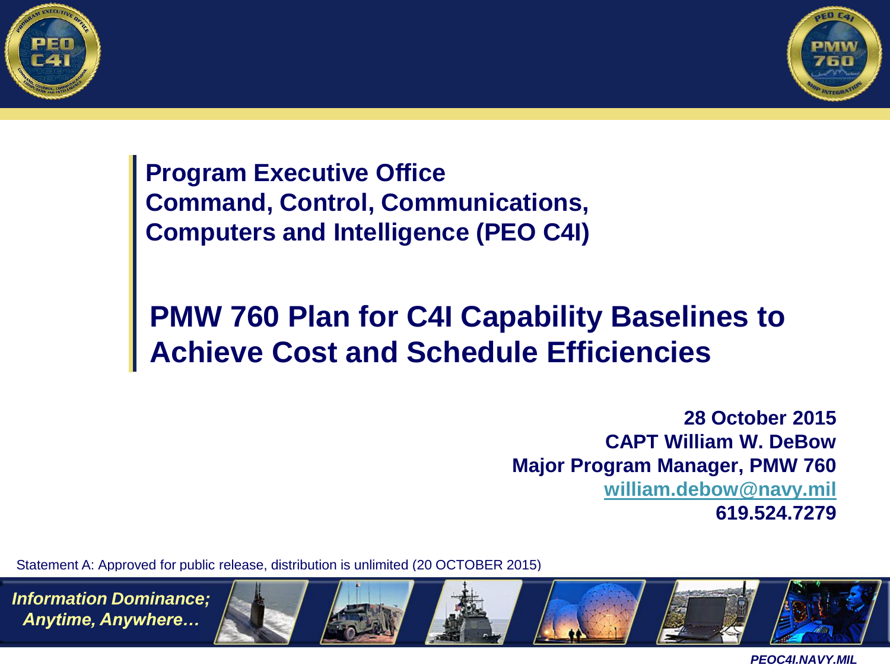Program Executive Office
Command, Control, Communications,
Computers and Intelligence (PEO C4I)

# PMW 760 Plan for C4I Capability Baselines to Achieve Cost and Schedule Efficiencies

**28 October 2015**
**CAPT William W. DeBow**
**Major Program Manager, PMW 760**
**william.debow@navy.mil**
**619.524.7279**

Statement A: Approved for public release, distribution is unlimited (20 OCTOBER 2015)

*Information Dominance; Anytime, Anywhere…*

*PEOC4I.NAVY.MIL*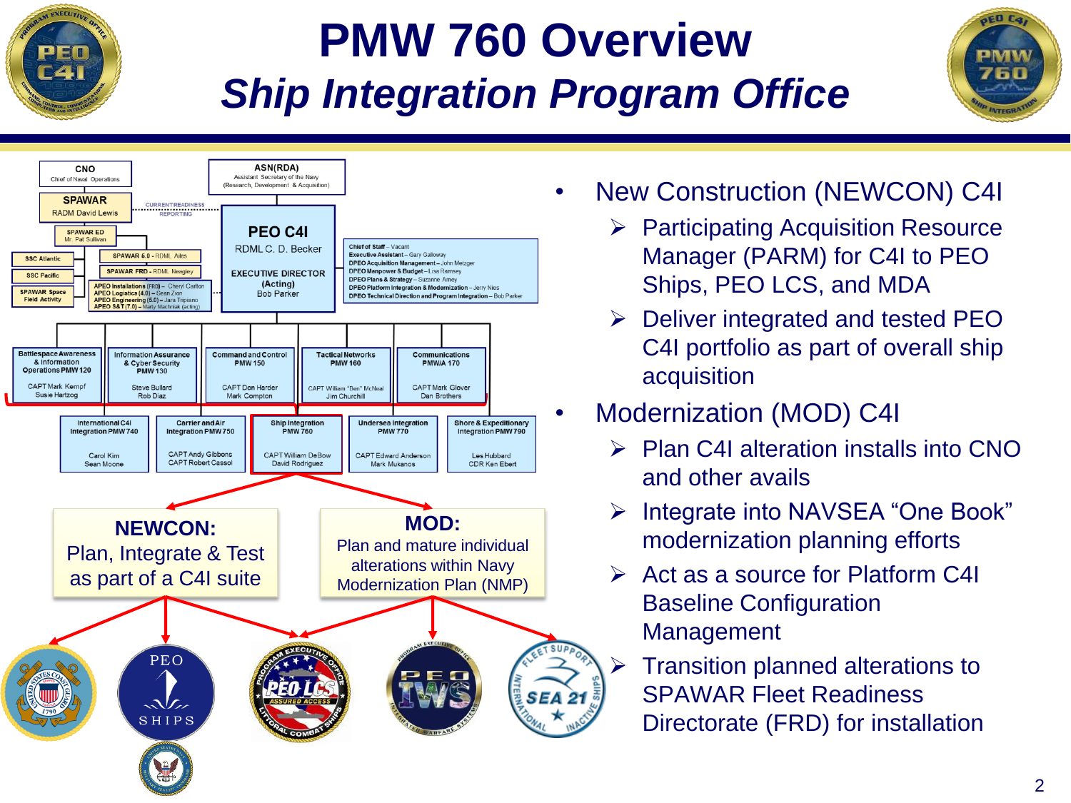# PMW 760 Overview

## *Ship Integration Program Office*

CNO
Chief of Naval Operations

SPAWAR
RADM David Lewis

CURRENT READINESS REPORTING

ASN(RDA)
Assistant Secretary of the Navy (Research, Development & Acquisition)

PEO C4I
RDML C. D. Becker

EXECUTIVE DIRECTOR (Acting)
Bob Parker

SPAWAR ED
Mr. Pat Sullivan

SSC Atlantic

SSC Pacific

SPAWAR Space Field Activity

SPAWAR 5.0 - RDML Ailes

SPAWAR FRD - RDML Neagley

APEO Installations (FRD) – Cheryl Carlton
APEO Logistics (4.0) – Sean Zion
APEO Engineering (5.0) – Jara Tripiano
APEO S&T (7.0) – Marty Machniak (acting)

Chief of Staff – Vacant
Executive Assistant – Gary Galloway
DPEO Acquisition Management – John Metzger
DPEO Manpower & Budget – Lisa Ramsey
DPEO Plans & Strategy – Suzanne Amey
DPEO Platform Integration & Modernization – Jerry Nies
DPEO Technical Direction and Program Integration – Bob Parker

| Battlespace Awareness & Information Operations PMW 120 | Information Assurance & Cyber Security PMW 130 | Command and Control PMW 150 | Tactical Networks PMW 160 | Communications PMW/A 170 |
|---|---|---|---|---|
| CAPT Mark Kempf<br>Susie Hartzog | Steve Bullard<br>Rob Diaz | CAPT Don Harder<br>Mark Compton | CAPT William "Ben" McNeal<br>Jim Churchill | CAPT Mark Glover<br>Dan Brothers |

| International C4I Integration PMW 740 | Carrier and Air Integration PMW 750 | Ship Integration PMW 760 | Undersea Integration PMW 770 | Shore & Expeditionary Integration PMW 790 |
|---|---|---|---|---|
| Carol Kim<br>Sean Moone | CAPT Andy Gibbons<br>CAPT Robert Cassol | CAPT William DeBow<br>David Rodriguez | CAPT Edward Anderson<br>Mark Mukanos | Les Hubbard<br>CDR Ken Ebert |

**NEWCON:**
Plan, Integrate & Test as part of a C4I suite

**MOD:**
Plan and mature individual alterations within Navy Modernization Plan (NMP)

- New Construction (NEWCON) C4I
  - Participating Acquisition Resource Manager (PARM) for C4I to PEO Ships, PEO LCS, and MDA
  - Deliver integrated and tested PEO C4I portfolio as part of overall ship acquisition
- Modernization (MOD) C4I
  - Plan C4I alteration installs into CNO and other avails
  - Integrate into NAVSEA "One Book" modernization planning efforts
  - Act as a source for Platform C4I Baseline Configuration Management
  - Transition planned alterations to SPAWAR Fleet Readiness Directorate (FRD) for installation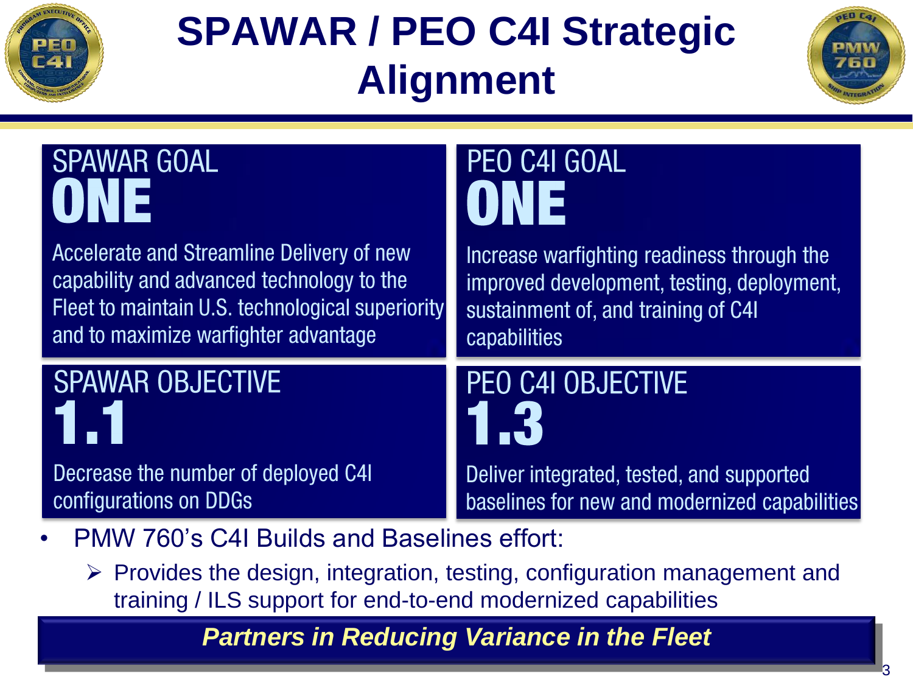# SPAWAR / PEO C4I Strategic Alignment

## SPAWAR GOAL ONE

Accelerate and Streamline Delivery of new capability and advanced technology to the Fleet to maintain U.S. technological superiority and to maximize warfighter advantage

## PEO C4I GOAL ONE

Increase warfighting readiness through the improved development, testing, deployment, sustainment of, and training of C4I capabilities

## SPAWAR OBJECTIVE 1.1

Decrease the number of deployed C4I configurations on DDGs

## PEO C4I OBJECTIVE 1.3

Deliver integrated, tested, and supported baselines for new and modernized capabilities

- PMW 760's C4I Builds and Baselines effort:
  - Provides the design, integration, testing, configuration management and training / ILS support for end-to-end modernized capabilities

***Partners in Reducing Variance in the Fleet***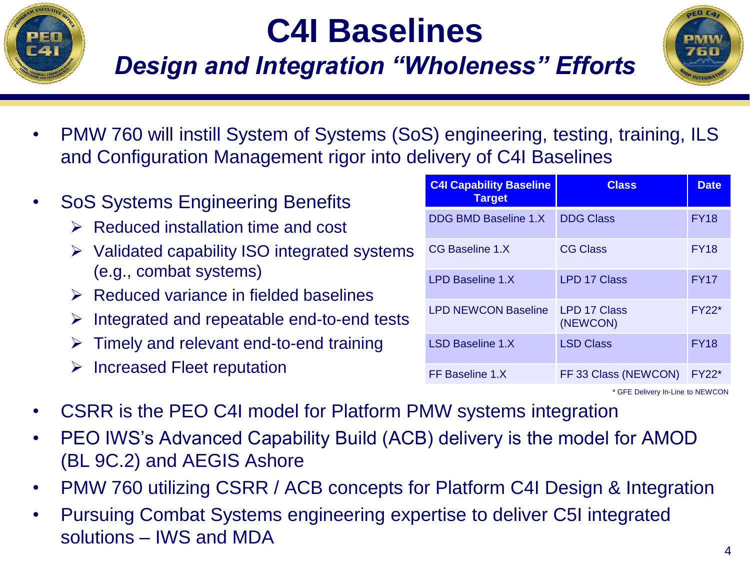# C4I Baselines

## *Design and Integration "Wholeness" Efforts*

- PMW 760 will instill System of Systems (SoS) engineering, testing, training, ILS and Configuration Management rigor into delivery of C4I Baselines

- SoS Systems Engineering Benefits
  - Reduced installation time and cost
  - Validated capability ISO integrated systems (e.g., combat systems)
  - Reduced variance in fielded baselines
  - Integrated and repeatable end-to-end tests
  - Timely and relevant end-to-end training
  - Increased Fleet reputation

| C4I Capability Baseline Target | Class | Date |
|---|---|---|
| DDG BMD Baseline 1.X | DDG Class | FY18 |
| CG Baseline 1.X | CG Class | FY18 |
| LPD Baseline 1.X | LPD 17 Class | FY17 |
| LPD NEWCON Baseline | LPD 17 Class (NEWCON) | FY22* |
| LSD Baseline 1.X | LSD Class | FY18 |
| FF Baseline 1.X | FF 33 Class (NEWCON) | FY22* |

\* GFE Delivery In-Line to NEWCON

- CSRR is the PEO C4I model for Platform PMW systems integration
- PEO IWS's Advanced Capability Build (ACB) delivery is the model for AMOD (BL 9C.2) and AEGIS Ashore
- PMW 760 utilizing CSRR / ACB concepts for Platform C4I Design & Integration
- Pursuing Combat Systems engineering expertise to deliver C5I integrated solutions – IWS and MDA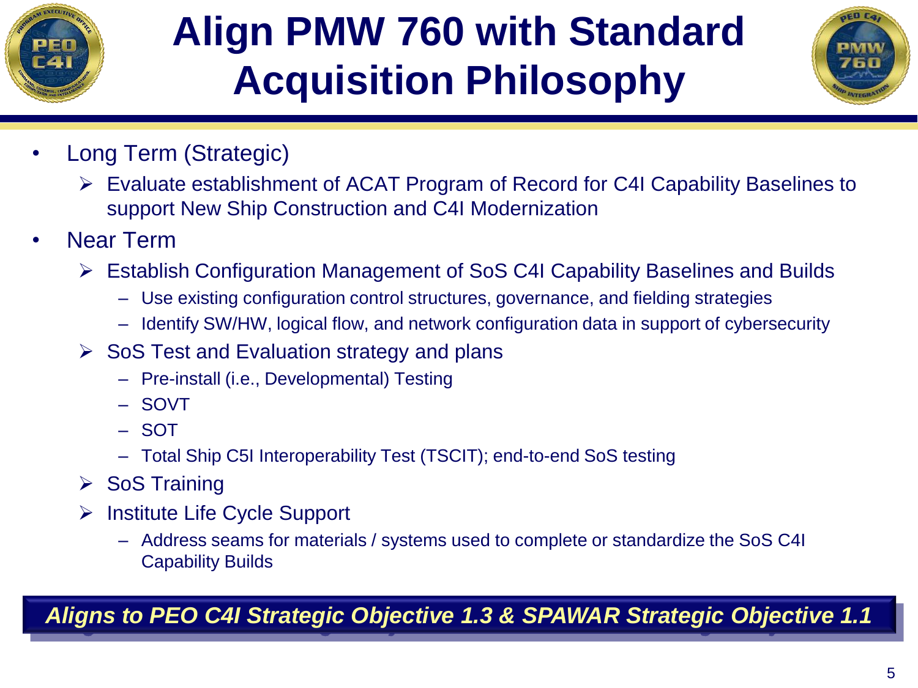# Align PMW 760 with Standard Acquisition Philosophy

- Long Term (Strategic)
  - Evaluate establishment of ACAT Program of Record for C4I Capability Baselines to support New Ship Construction and C4I Modernization
- Near Term
  - Establish Configuration Management of SoS C4I Capability Baselines and Builds
    - Use existing configuration control structures, governance, and fielding strategies
    - Identify SW/HW, logical flow, and network configuration data in support of cybersecurity
  - SoS Test and Evaluation strategy and plans
    - Pre-install (i.e., Developmental) Testing
    - SOVT
    - SOT
    - Total Ship C5I Interoperability Test (TSCIT); end-to-end SoS testing
  - SoS Training
  - Institute Life Cycle Support
    - Address seams for materials / systems used to complete or standardize the SoS C4I Capability Builds

***Aligns to PEO C4I Strategic Objective 1.3 & SPAWAR Strategic Objective 1.1***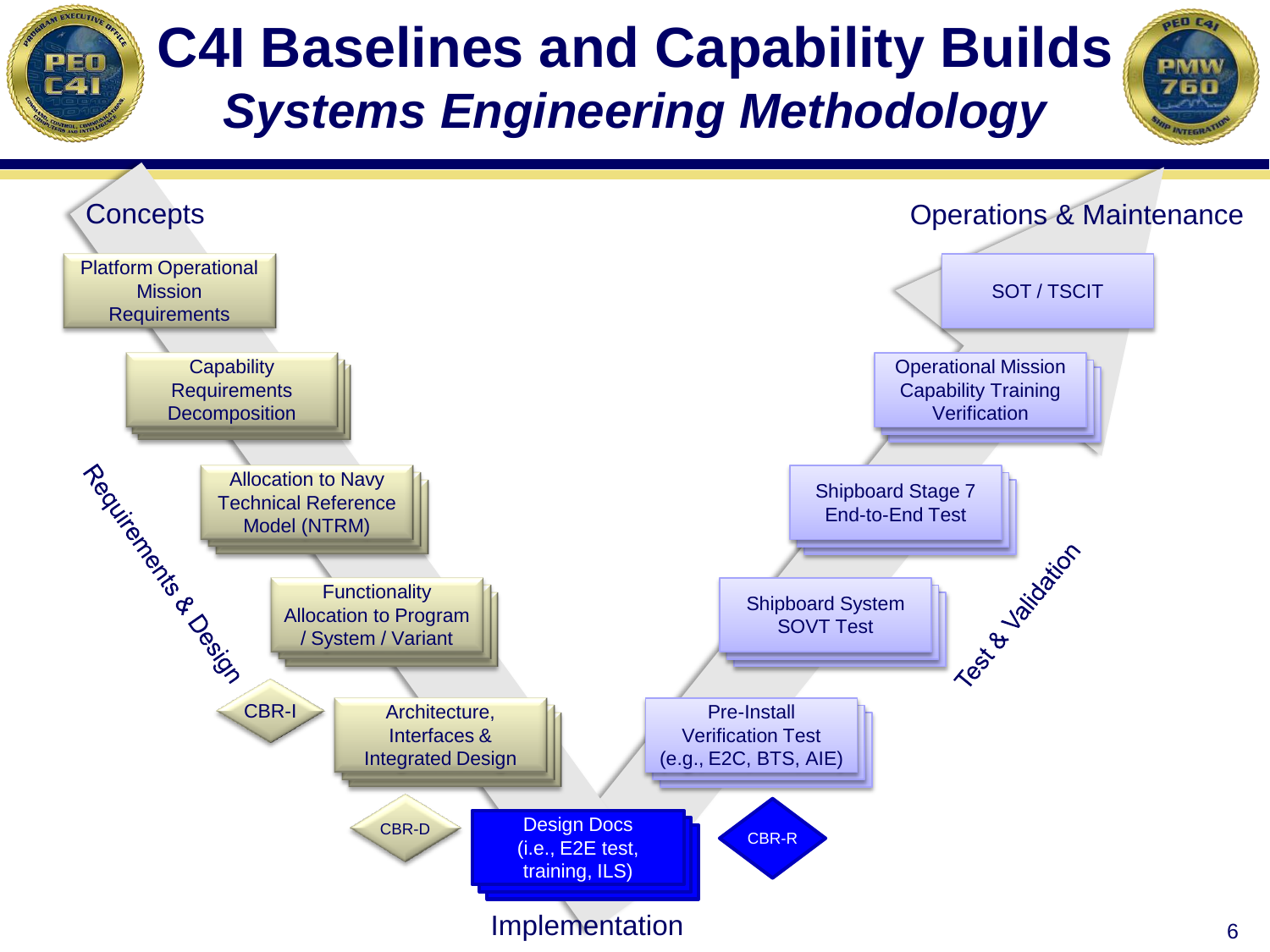# C4I Baselines and Capability Builds

## *Systems Engineering Methodology*

Concepts

Operations & Maintenance

Platform Operational Mission Requirements

Capability Requirements Decomposition

Allocation to Navy Technical Reference Model (NTRM)

Functionality Allocation to Program / System / Variant

Architecture, Interfaces & Integrated Design

Requirements & Design

CBR-I

CBR-D

Design Docs (i.e., E2E test, training, ILS)

CBR-R

Implementation

Pre-Install Verification Test (e.g., E2C, BTS, AIE)

Shipboard System SOVT Test

Shipboard Stage 7 End-to-End Test

Operational Mission Capability Training Verification

SOT / TSCIT

Test & Validation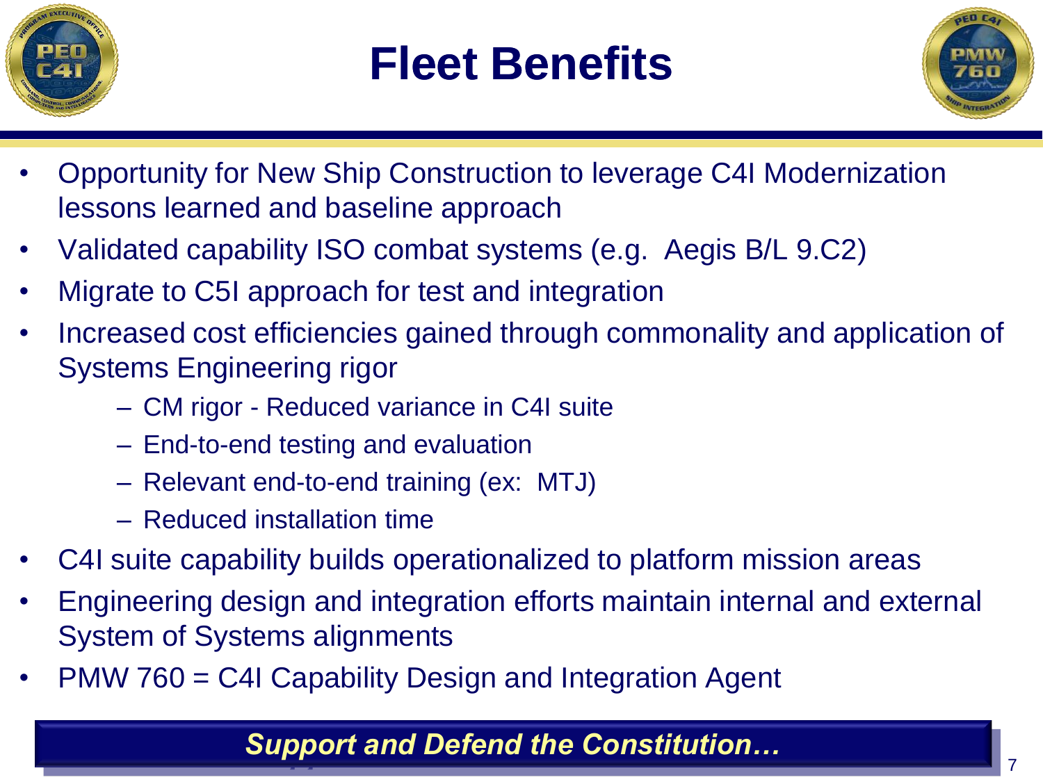# Fleet Benefits

- Opportunity for New Ship Construction to leverage C4I Modernization lessons learned and baseline approach
- Validated capability ISO combat systems (e.g. Aegis B/L 9.C2)
- Migrate to C5I approach for test and integration
- Increased cost efficiencies gained through commonality and application of Systems Engineering rigor
  - CM rigor - Reduced variance in C4I suite
  - End-to-end testing and evaluation
  - Relevant end-to-end training (ex: MTJ)
  - Reduced installation time
- C4I suite capability builds operationalized to platform mission areas
- Engineering design and integration efforts maintain internal and external System of Systems alignments
- PMW 760 = C4I Capability Design and Integration Agent

***Support and Defend the Constitution…***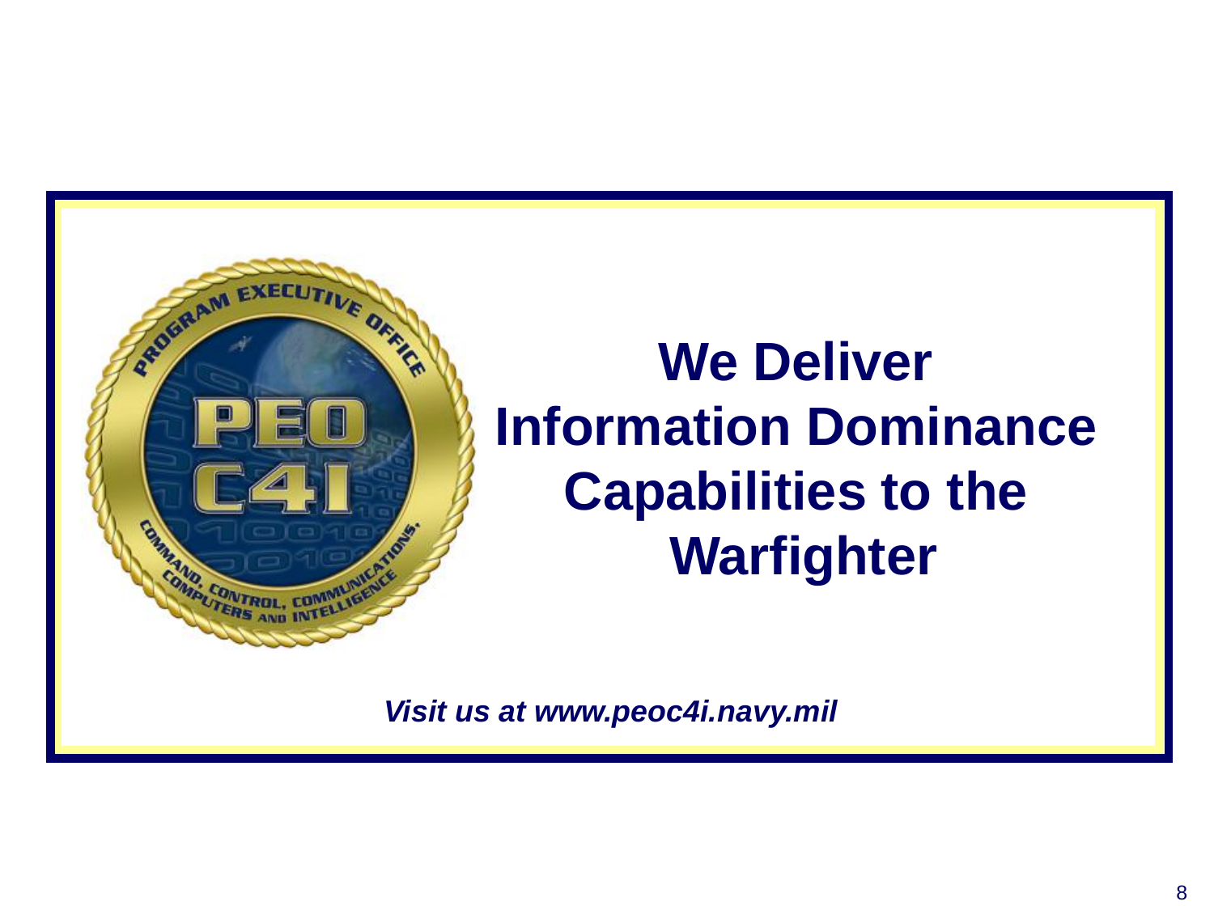**We Deliver Information Dominance Capabilities to the Warfighter**

*Visit us at www.peoc4i.navy.mil*